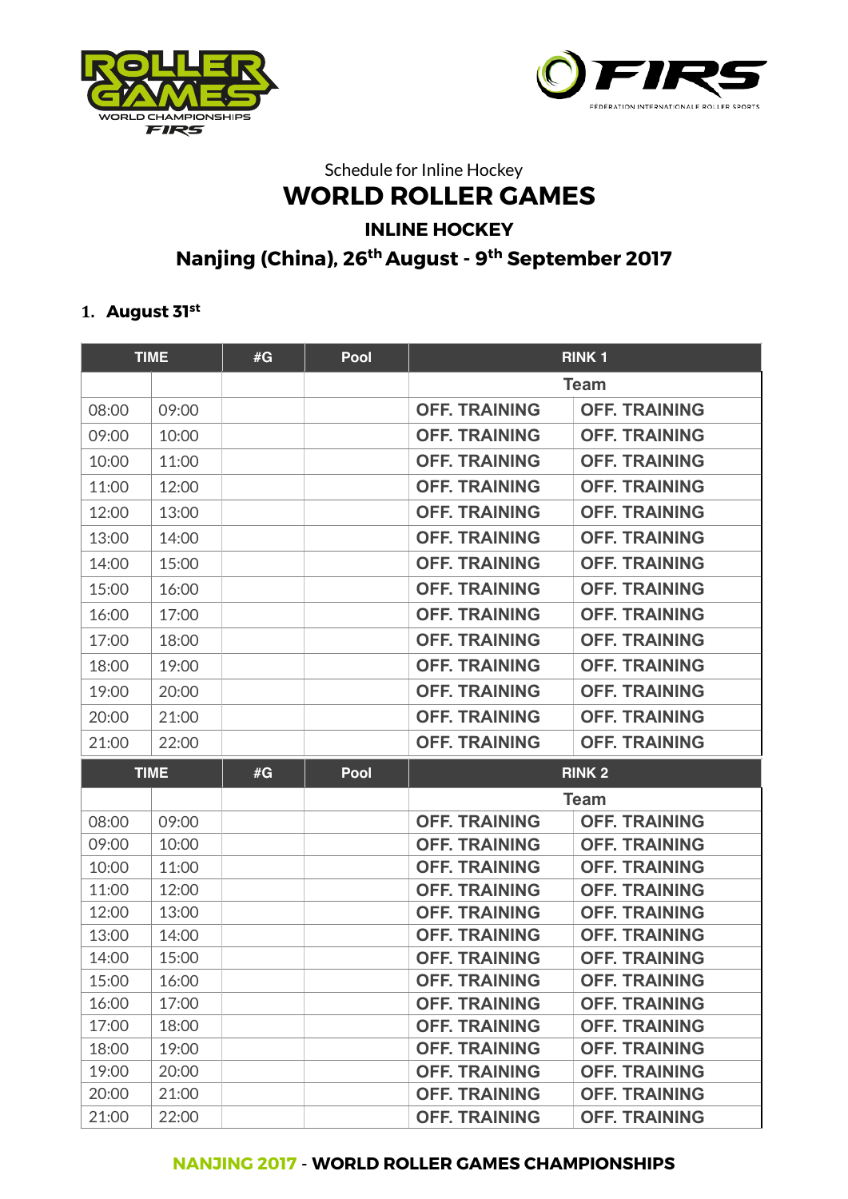Schedule for Inline Hockey

# WORLD ROLLER GAMES

## INLINE HOCKEY

## Nanjing (China), 26th August - 9th September 2017

1. **August 31st**

| TIME | | #G | Pool | RINK 1 | |
|---|---|---|---|---|---|
| | | | | Team | |
| 08:00 | 09:00 | | | OFF. TRAINING | OFF. TRAINING |
| 09:00 | 10:00 | | | OFF. TRAINING | OFF. TRAINING |
| 10:00 | 11:00 | | | OFF. TRAINING | OFF. TRAINING |
| 11:00 | 12:00 | | | OFF. TRAINING | OFF. TRAINING |
| 12:00 | 13:00 | | | OFF. TRAINING | OFF. TRAINING |
| 13:00 | 14:00 | | | OFF. TRAINING | OFF. TRAINING |
| 14:00 | 15:00 | | | OFF. TRAINING | OFF. TRAINING |
| 15:00 | 16:00 | | | OFF. TRAINING | OFF. TRAINING |
| 16:00 | 17:00 | | | OFF. TRAINING | OFF. TRAINING |
| 17:00 | 18:00 | | | OFF. TRAINING | OFF. TRAINING |
| 18:00 | 19:00 | | | OFF. TRAINING | OFF. TRAINING |
| 19:00 | 20:00 | | | OFF. TRAINING | OFF. TRAINING |
| 20:00 | 21:00 | | | OFF. TRAINING | OFF. TRAINING |
| 21:00 | 22:00 | | | OFF. TRAINING | OFF. TRAINING |

| TIME | | #G | Pool | RINK 2 | |
|---|---|---|---|---|---|
| | | | | Team | |
| 08:00 | 09:00 | | | OFF. TRAINING | OFF. TRAINING |
| 09:00 | 10:00 | | | OFF. TRAINING | OFF. TRAINING |
| 10:00 | 11:00 | | | OFF. TRAINING | OFF. TRAINING |
| 11:00 | 12:00 | | | OFF. TRAINING | OFF. TRAINING |
| 12:00 | 13:00 | | | OFF. TRAINING | OFF. TRAINING |
| 13:00 | 14:00 | | | OFF. TRAINING | OFF. TRAINING |
| 14:00 | 15:00 | | | OFF. TRAINING | OFF. TRAINING |
| 15:00 | 16:00 | | | OFF. TRAINING | OFF. TRAINING |
| 16:00 | 17:00 | | | OFF. TRAINING | OFF. TRAINING |
| 17:00 | 18:00 | | | OFF. TRAINING | OFF. TRAINING |
| 18:00 | 19:00 | | | OFF. TRAINING | OFF. TRAINING |
| 19:00 | 20:00 | | | OFF. TRAINING | OFF. TRAINING |
| 20:00 | 21:00 | | | OFF. TRAINING | OFF. TRAINING |
| 21:00 | 22:00 | | | OFF. TRAINING | OFF. TRAINING |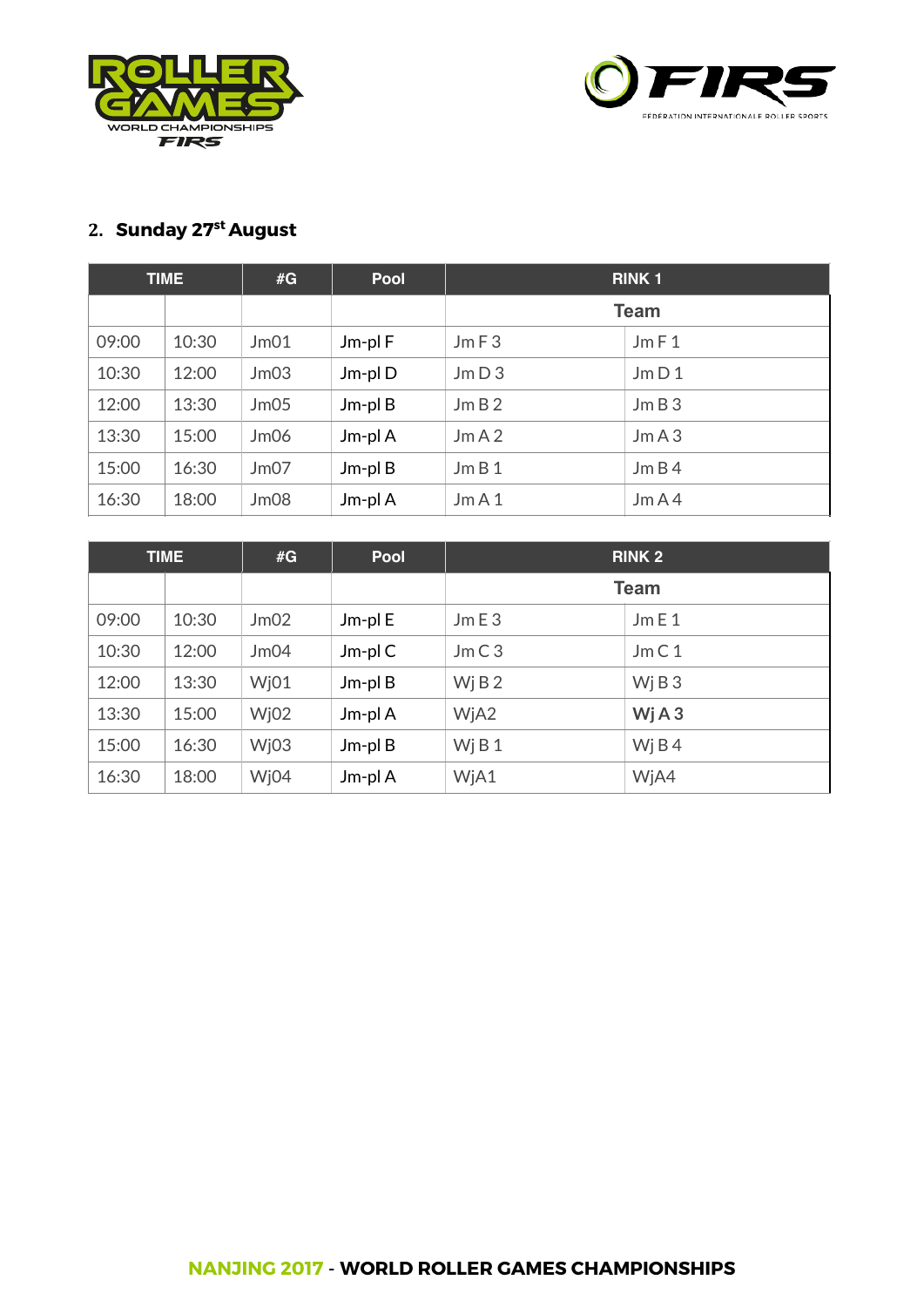## 2. Sunday 27st August

| TIME | | #G | Pool | RINK 1 | |
|---|---|---|---|---|---|
| | | | | Team | |
| 09:00 | 10:30 | Jm01 | Jm-pl F | Jm F 3 | Jm F 1 |
| 10:30 | 12:00 | Jm03 | Jm-pl D | Jm D 3 | Jm D 1 |
| 12:00 | 13:30 | Jm05 | Jm-pl B | Jm B 2 | Jm B 3 |
| 13:30 | 15:00 | Jm06 | Jm-pl A | Jm A 2 | Jm A 3 |
| 15:00 | 16:30 | Jm07 | Jm-pl B | Jm B 1 | Jm B 4 |
| 16:30 | 18:00 | Jm08 | Jm-pl A | Jm A 1 | Jm A 4 |

| TIME | | #G | Pool | RINK 2 | |
|---|---|---|---|---|---|
| | | | | Team | |
| 09:00 | 10:30 | Jm02 | Jm-pl E | Jm E 3 | Jm E 1 |
| 10:30 | 12:00 | Jm04 | Jm-pl C | Jm C 3 | Jm C 1 |
| 12:00 | 13:30 | Wj01 | Jm-pl B | Wj B 2 | Wj B 3 |
| 13:30 | 15:00 | Wj02 | Jm-pl A | WjA2 | **Wj A 3** |
| 15:00 | 16:30 | Wj03 | Jm-pl B | Wj B 1 | Wj B 4 |
| 16:30 | 18:00 | Wj04 | Jm-pl A | WjA1 | WjA4 |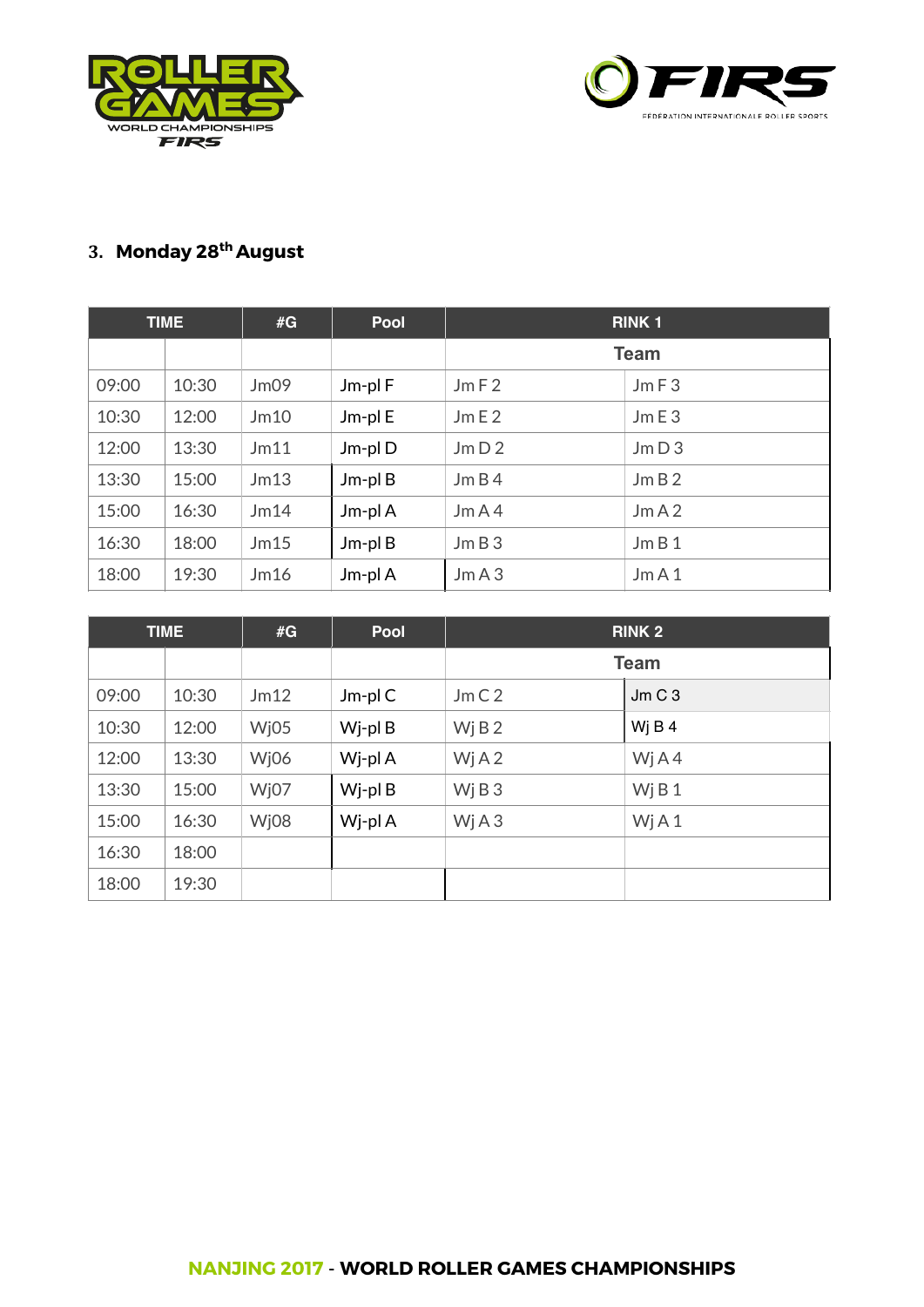### 3. Monday 28th August

| TIME | | #G | Pool | RINK 1 | |
|---|---|---|---|---|---|
| | | | | Team | |
| 09:00 | 10:30 | Jm09 | Jm-pl F | Jm F 2 | Jm F 3 |
| 10:30 | 12:00 | Jm10 | Jm-pl E | Jm E 2 | Jm E 3 |
| 12:00 | 13:30 | Jm11 | Jm-pl D | Jm D 2 | Jm D 3 |
| 13:30 | 15:00 | Jm13 | Jm-pl B | Jm B 4 | Jm B 2 |
| 15:00 | 16:30 | Jm14 | Jm-pl A | Jm A 4 | Jm A 2 |
| 16:30 | 18:00 | Jm15 | Jm-pl B | Jm B 3 | Jm B 1 |
| 18:00 | 19:30 | Jm16 | Jm-pl A | Jm A 3 | Jm A 1 |

| TIME | | #G | Pool | RINK 2 | |
|---|---|---|---|---|---|
| | | | | Team | |
| 09:00 | 10:30 | Jm12 | Jm-pl C | Jm C 2 | Jm C 3 |
| 10:30 | 12:00 | Wj05 | Wj-pl B | Wj B 2 | Wj B 4 |
| 12:00 | 13:30 | Wj06 | Wj-pl A | Wj A 2 | Wj A 4 |
| 13:30 | 15:00 | Wj07 | Wj-pl B | Wj B 3 | Wj B 1 |
| 15:00 | 16:30 | Wj08 | Wj-pl A | Wj A 3 | Wj A 1 |
| 16:30 | 18:00 | | | | |
| 18:00 | 19:30 | | | | |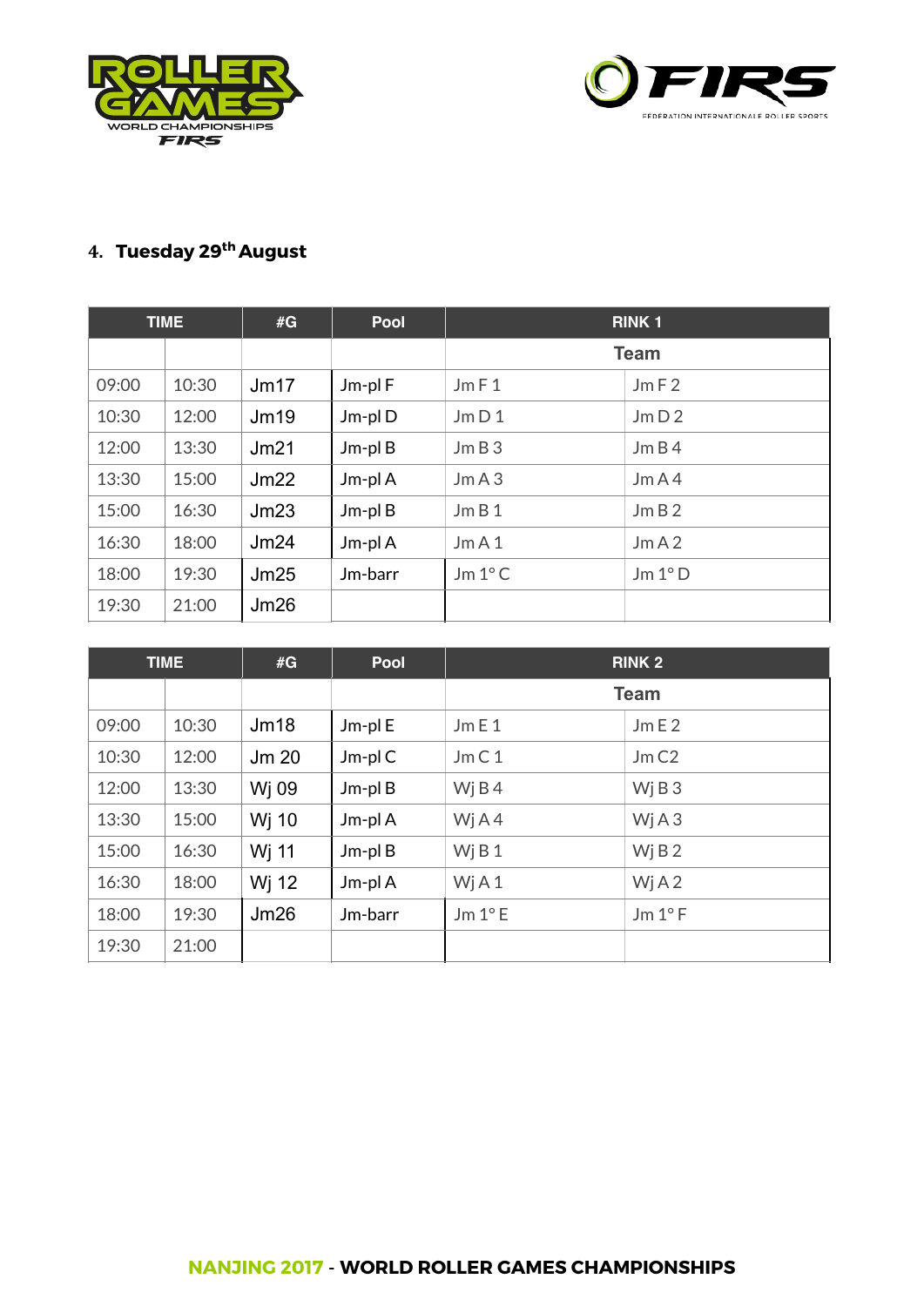4. **Tuesday 29th August**

| TIME | | #G | Pool | RINK 1 | |
|---|---|---|---|---|---|
| | | | | Team | |
| 09:00 | 10:30 | Jm17 | Jm-pl F | Jm F 1 | Jm F 2 |
| 10:30 | 12:00 | Jm19 | Jm-pl D | Jm D 1 | Jm D 2 |
| 12:00 | 13:30 | Jm21 | Jm-pl B | Jm B 3 | Jm B 4 |
| 13:30 | 15:00 | Jm22 | Jm-pl A | Jm A 3 | Jm A 4 |
| 15:00 | 16:30 | Jm23 | Jm-pl B | Jm B 1 | Jm B 2 |
| 16:30 | 18:00 | Jm24 | Jm-pl A | Jm A 1 | Jm A 2 |
| 18:00 | 19:30 | Jm25 | Jm-barr | Jm 1° C | Jm 1° D |
| 19:30 | 21:00 | Jm26 | | | |

| TIME | | #G | Pool | RINK 2 | |
|---|---|---|---|---|---|
| | | | | Team | |
| 09:00 | 10:30 | Jm18 | Jm-pl E | Jm E 1 | Jm E 2 |
| 10:30 | 12:00 | Jm 20 | Jm-pl C | Jm C 1 | Jm C2 |
| 12:00 | 13:30 | Wj 09 | Jm-pl B | Wj B 4 | Wj B 3 |
| 13:30 | 15:00 | Wj 10 | Jm-pl A | Wj A 4 | Wj A 3 |
| 15:00 | 16:30 | Wj 11 | Jm-pl B | Wj B 1 | Wj B 2 |
| 16:30 | 18:00 | Wj 12 | Jm-pl A | Wj A 1 | Wj A 2 |
| 18:00 | 19:30 | Jm26 | Jm-barr | Jm 1° E | Jm 1° F |
| 19:30 | 21:00 | | | | |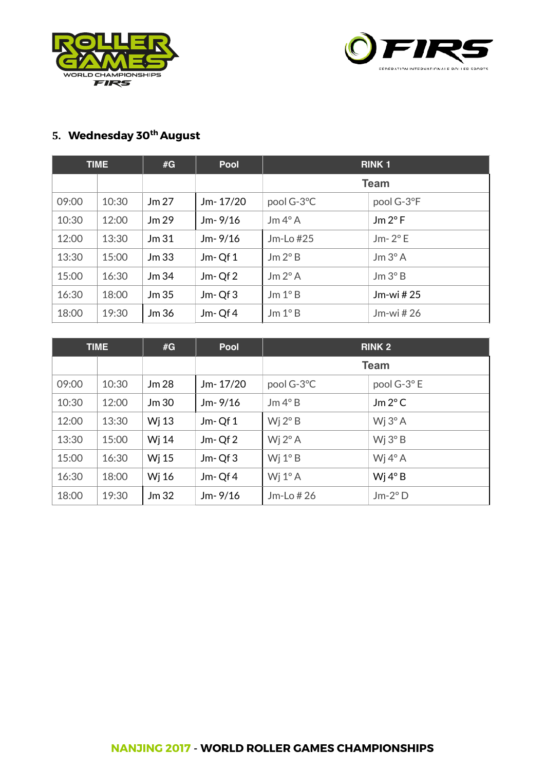## 5. Wednesday 30th August

| TIME | | #G | Pool | RINK 1 | |
|---|---|---|---|---|---|
| | | | | Team | |
| 09:00 | 10:30 | Jm 27 | Jm- 17/20 | pool G-3°C | pool G-3°F |
| 10:30 | 12:00 | Jm 29 | Jm- 9/16 | Jm 4° A | Jm 2° F |
| 12:00 | 13:30 | Jm 31 | Jm- 9/16 | Jm-Lo #25 | Jm- 2° E |
| 13:30 | 15:00 | Jm 33 | Jm- Qf 1 | Jm 2° B | Jm 3° A |
| 15:00 | 16:30 | Jm 34 | Jm- Qf 2 | Jm 2° A | Jm 3° B |
| 16:30 | 18:00 | Jm 35 | Jm- Qf 3 | Jm 1° B | Jm-wi # 25 |
| 18:00 | 19:30 | Jm 36 | Jm- Qf 4 | Jm 1° B | Jm-wi # 26 |

| TIME | | #G | Pool | RINK 2 | |
|---|---|---|---|---|---|
| | | | | Team | |
| 09:00 | 10:30 | Jm 28 | Jm- 17/20 | pool G-3°C | pool G-3° E |
| 10:30 | 12:00 | Jm 30 | Jm- 9/16 | Jm 4° B | Jm 2° C |
| 12:00 | 13:30 | Wj 13 | Jm- Qf 1 | Wj 2° B | Wj 3° A |
| 13:30 | 15:00 | Wj 14 | Jm- Qf 2 | Wj 2° A | Wj 3° B |
| 15:00 | 16:30 | Wj 15 | Jm- Qf 3 | Wj 1° B | Wj 4° A |
| 16:30 | 18:00 | Wj 16 | Jm- Qf 4 | Wj 1° A | Wj 4° B |
| 18:00 | 19:30 | Jm 32 | Jm- 9/16 | Jm-Lo # 26 | Jm-2° D |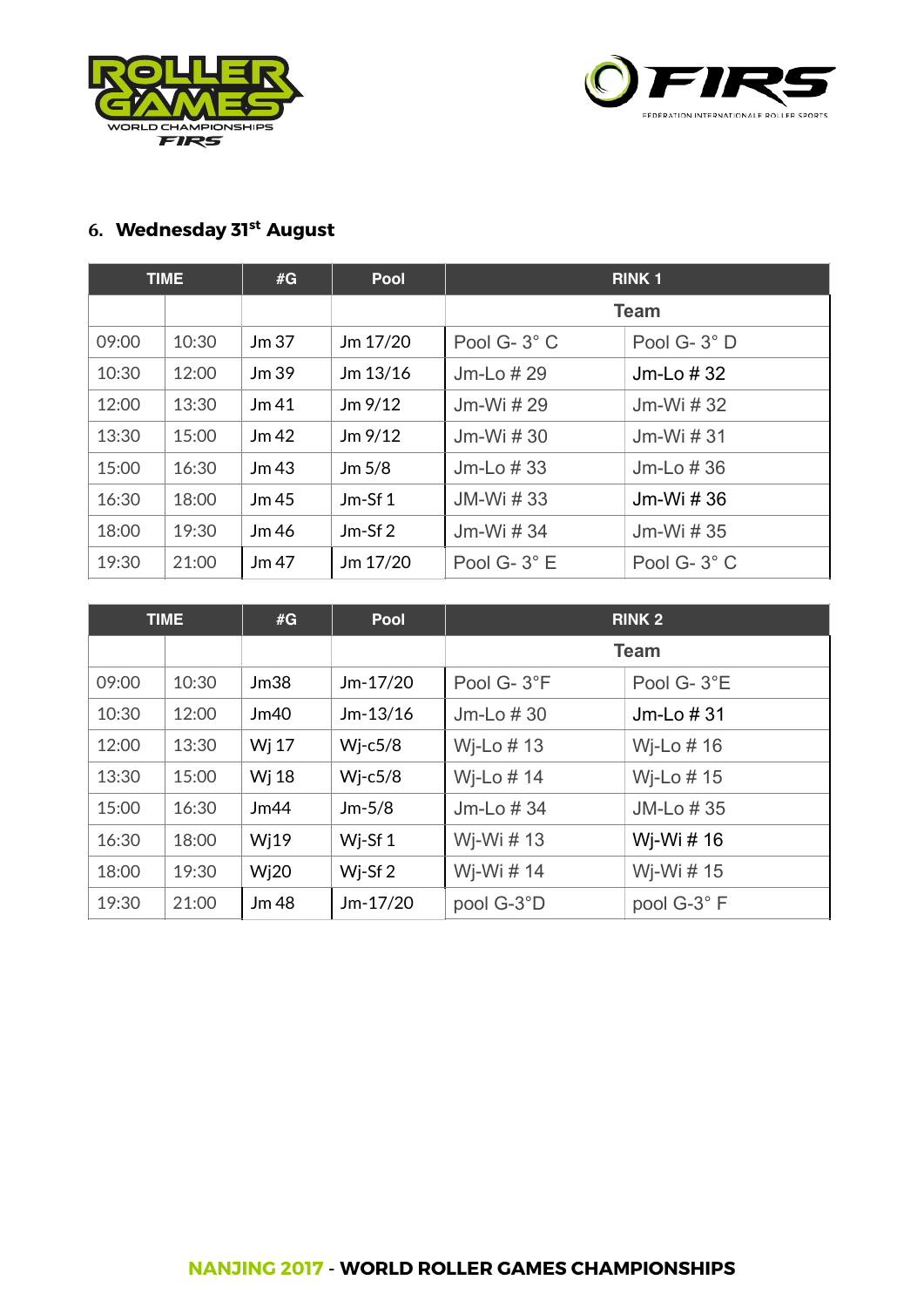## 6. Wednesday 31st August

| TIME | | #G | Pool | RINK 1 | |
|---|---|---|---|---|---|
| | | | | Team | |
| 09:00 | 10:30 | Jm 37 | Jm 17/20 | Pool G- 3° C | Pool G- 3° D |
| 10:30 | 12:00 | Jm 39 | Jm 13/16 | Jm-Lo # 29 | Jm-Lo # 32 |
| 12:00 | 13:30 | Jm 41 | Jm 9/12 | Jm-Wi # 29 | Jm-Wi # 32 |
| 13:30 | 15:00 | Jm 42 | Jm 9/12 | Jm-Wi # 30 | Jm-Wi # 31 |
| 15:00 | 16:30 | Jm 43 | Jm 5/8 | Jm-Lo # 33 | Jm-Lo # 36 |
| 16:30 | 18:00 | Jm 45 | Jm-Sf 1 | JM-Wi # 33 | Jm-Wi # 36 |
| 18:00 | 19:30 | Jm 46 | Jm-Sf 2 | Jm-Wi # 34 | Jm-Wi # 35 |
| 19:30 | 21:00 | Jm 47 | Jm 17/20 | Pool G- 3° E | Pool G- 3° C |

| TIME | | #G | Pool | RINK 2 | |
|---|---|---|---|---|---|
| | | | | Team | |
| 09:00 | 10:30 | Jm38 | Jm-17/20 | Pool G- 3°F | Pool G- 3°E |
| 10:30 | 12:00 | Jm40 | Jm-13/16 | Jm-Lo # 30 | Jm-Lo # 31 |
| 12:00 | 13:30 | Wj 17 | Wj-c5/8 | Wj-Lo # 13 | Wj-Lo # 16 |
| 13:30 | 15:00 | Wj 18 | Wj-c5/8 | Wj-Lo # 14 | Wj-Lo # 15 |
| 15:00 | 16:30 | Jm44 | Jm-5/8 | Jm-Lo # 34 | JM-Lo # 35 |
| 16:30 | 18:00 | Wj19 | Wj-Sf 1 | Wj-Wi # 13 | Wj-Wi # 16 |
| 18:00 | 19:30 | Wj20 | Wj-Sf 2 | Wj-Wi # 14 | Wj-Wi # 15 |
| 19:30 | 21:00 | Jm 48 | Jm-17/20 | pool G-3°D | pool G-3° F |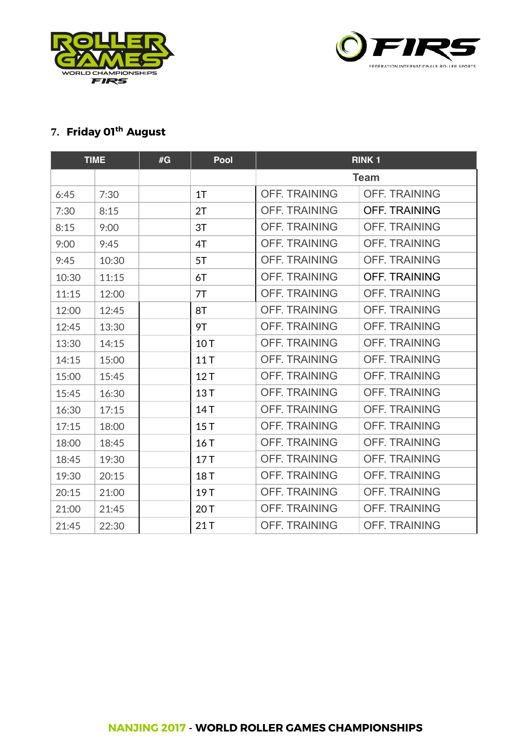## 7. Friday 01th August

| TIME | | #G | Pool | RINK 1 | |
|---|---|---|---|---|---|
| | | | | Team | |
| 6:45 | 7:30 | | 1T | OFF. TRAINING | OFF. TRAINING |
| 7:30 | 8:15 | | 2T | OFF. TRAINING | OFF. TRAINING |
| 8:15 | 9:00 | | 3T | OFF. TRAINING | OFF. TRAINING |
| 9:00 | 9:45 | | 4T | OFF. TRAINING | OFF. TRAINING |
| 9:45 | 10:30 | | 5T | OFF. TRAINING | OFF. TRAINING |
| 10:30 | 11:15 | | 6T | OFF. TRAINING | OFF. TRAINING |
| 11:15 | 12:00 | | 7T | OFF. TRAINING | OFF. TRAINING |
| 12:00 | 12:45 | | 8T | OFF. TRAINING | OFF. TRAINING |
| 12:45 | 13:30 | | 9T | OFF. TRAINING | OFF. TRAINING |
| 13:30 | 14:15 | | 10 T | OFF. TRAINING | OFF. TRAINING |
| 14:15 | 15:00 | | 11 T | OFF. TRAINING | OFF. TRAINING |
| 15:00 | 15:45 | | 12 T | OFF. TRAINING | OFF. TRAINING |
| 15:45 | 16:30 | | 13 T | OFF. TRAINING | OFF. TRAINING |
| 16:30 | 17:15 | | 14 T | OFF. TRAINING | OFF. TRAINING |
| 17:15 | 18:00 | | 15 T | OFF. TRAINING | OFF. TRAINING |
| 18:00 | 18:45 | | 16 T | OFF. TRAINING | OFF. TRAINING |
| 18:45 | 19:30 | | 17 T | OFF. TRAINING | OFF. TRAINING |
| 19:30 | 20:15 | | 18 T | OFF. TRAINING | OFF. TRAINING |
| 20:15 | 21:00 | | 19 T | OFF. TRAINING | OFF. TRAINING |
| 21:00 | 21:45 | | 20 T | OFF. TRAINING | OFF. TRAINING |
| 21:45 | 22:30 | | 21 T | OFF. TRAINING | OFF. TRAINING |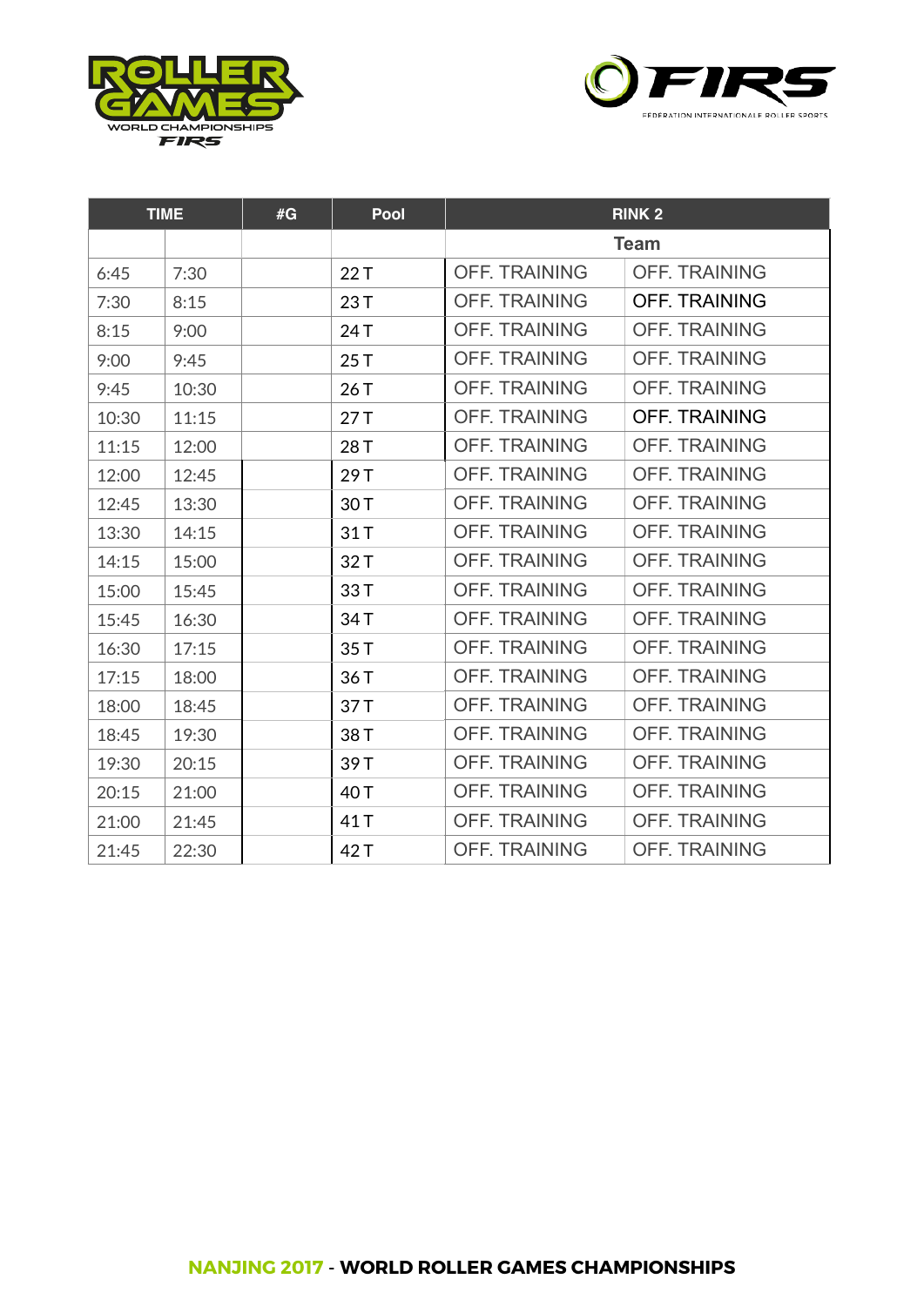| TIME | | #G | Pool | RINK 2 | |
|---|---|---|---|---|---|
| | | | | Team | |
| 6:45 | 7:30 | | 22 T | OFF. TRAINING | OFF. TRAINING |
| 7:30 | 8:15 | | 23 T | OFF. TRAINING | OFF. TRAINING |
| 8:15 | 9:00 | | 24 T | OFF. TRAINING | OFF. TRAINING |
| 9:00 | 9:45 | | 25 T | OFF. TRAINING | OFF. TRAINING |
| 9:45 | 10:30 | | 26 T | OFF. TRAINING | OFF. TRAINING |
| 10:30 | 11:15 | | 27 T | OFF. TRAINING | OFF. TRAINING |
| 11:15 | 12:00 | | 28 T | OFF. TRAINING | OFF. TRAINING |
| 12:00 | 12:45 | | 29 T | OFF. TRAINING | OFF. TRAINING |
| 12:45 | 13:30 | | 30 T | OFF. TRAINING | OFF. TRAINING |
| 13:30 | 14:15 | | 31 T | OFF. TRAINING | OFF. TRAINING |
| 14:15 | 15:00 | | 32 T | OFF. TRAINING | OFF. TRAINING |
| 15:00 | 15:45 | | 33 T | OFF. TRAINING | OFF. TRAINING |
| 15:45 | 16:30 | | 34 T | OFF. TRAINING | OFF. TRAINING |
| 16:30 | 17:15 | | 35 T | OFF. TRAINING | OFF. TRAINING |
| 17:15 | 18:00 | | 36 T | OFF. TRAINING | OFF. TRAINING |
| 18:00 | 18:45 | | 37 T | OFF. TRAINING | OFF. TRAINING |
| 18:45 | 19:30 | | 38 T | OFF. TRAINING | OFF. TRAINING |
| 19:30 | 20:15 | | 39 T | OFF. TRAINING | OFF. TRAINING |
| 20:15 | 21:00 | | 40 T | OFF. TRAINING | OFF. TRAINING |
| 21:00 | 21:45 | | 41 T | OFF. TRAINING | OFF. TRAINING |
| 21:45 | 22:30 | | 42 T | OFF. TRAINING | OFF. TRAINING |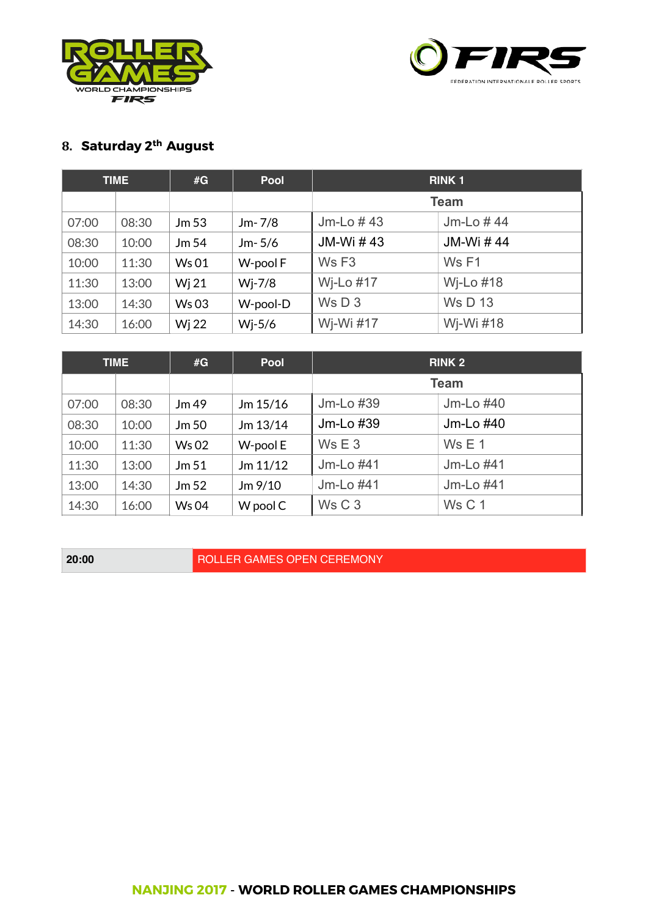## 8. Saturday 2th August

| TIME | | #G | Pool | RINK 1 | |
|---|---|---|---|---|---|
| | | | | Team | |
| 07:00 | 08:30 | Jm 53 | Jm- 7/8 | Jm-Lo # 43 | Jm-Lo # 44 |
| 08:30 | 10:00 | Jm 54 | Jm- 5/6 | JM-Wi # 43 | JM-Wi # 44 |
| 10:00 | 11:30 | Ws 01 | W-pool F | Ws F3 | Ws F1 |
| 11:30 | 13:00 | Wj 21 | Wj-7/8 | Wj-Lo #17 | Wj-Lo #18 |
| 13:00 | 14:30 | Ws 03 | W-pool-D | Ws D 3 | Ws D 13 |
| 14:30 | 16:00 | Wj 22 | Wj-5/6 | Wj-Wi #17 | Wj-Wi #18 |

| TIME | | #G | Pool | RINK 2 | |
|---|---|---|---|---|---|
| | | | | Team | |
| 07:00 | 08:30 | Jm 49 | Jm 15/16 | Jm-Lo #39 | Jm-Lo #40 |
| 08:30 | 10:00 | Jm 50 | Jm 13/14 | Jm-Lo #39 | Jm-Lo #40 |
| 10:00 | 11:30 | Ws 02 | W-pool E | Ws E 3 | Ws E 1 |
| 11:30 | 13:00 | Jm 51 | Jm 11/12 | Jm-Lo #41 | Jm-Lo #41 |
| 13:00 | 14:30 | Jm 52 | Jm 9/10 | Jm-Lo #41 | Jm-Lo #41 |
| 14:30 | 16:00 | Ws 04 | W pool C | Ws C 3 | Ws C 1 |

| 20:00 | ROLLER GAMES OPEN CEREMONY |
|---|---|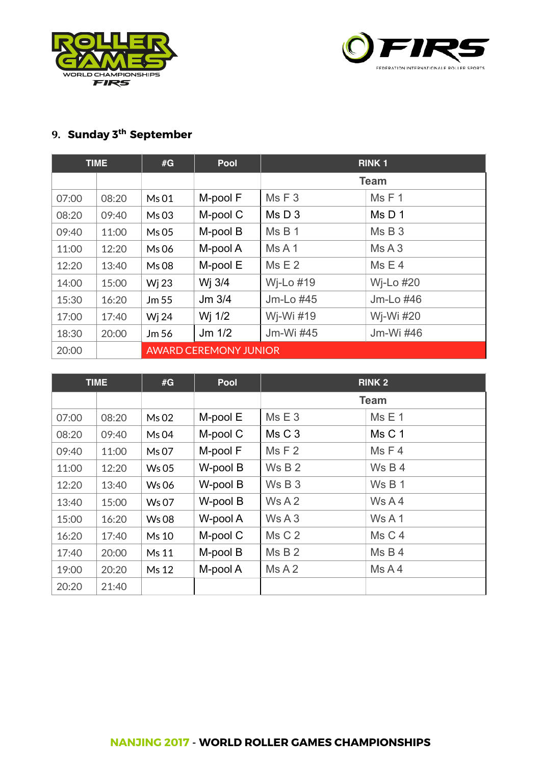## 9. Sunday 3th September

| TIME | | #G | Pool | RINK 1 | |
|---|---|---|---|---|---|
| | | | | Team | |
| 07:00 | 08:20 | Ms 01 | M-pool F | Ms F 3 | Ms F 1 |
| 08:20 | 09:40 | Ms 03 | M-pool C | Ms D 3 | Ms D 1 |
| 09:40 | 11:00 | Ms 05 | M-pool B | Ms B 1 | Ms B 3 |
| 11:00 | 12:20 | Ms 06 | M-pool A | Ms A 1 | Ms A 3 |
| 12:20 | 13:40 | Ms 08 | M-pool E | Ms E 2 | Ms E 4 |
| 14:00 | 15:00 | Wj 23 | Wj 3/4 | Wj-Lo #19 | Wj-Lo #20 |
| 15:30 | 16:20 | Jm 55 | Jm 3/4 | Jm-Lo #45 | Jm-Lo #46 |
| 17:00 | 17:40 | Wj 24 | Wj 1/2 | Wj-Wi #19 | Wj-Wi #20 |
| 18:30 | 20:00 | Jm 56 | Jm 1/2 | Jm-Wi #45 | Jm-Wi #46 |
| 20:00 | | AWARD CEREMONY JUNIOR | | | |

| TIME | | #G | Pool | RINK 2 | |
|---|---|---|---|---|---|
| | | | | Team | |
| 07:00 | 08:20 | Ms 02 | M-pool E | Ms E 3 | Ms E 1 |
| 08:20 | 09:40 | Ms 04 | M-pool C | Ms C 3 | Ms C 1 |
| 09:40 | 11:00 | Ms 07 | M-pool F | Ms F 2 | Ms F 4 |
| 11:00 | 12:20 | Ws 05 | W-pool B | Ws B 2 | Ws B 4 |
| 12:20 | 13:40 | Ws 06 | W-pool B | Ws B 3 | Ws B 1 |
| 13:40 | 15:00 | Ws 07 | W-pool B | Ws A 2 | Ws A 4 |
| 15:00 | 16:20 | Ws 08 | W-pool A | Ws A 3 | Ws A 1 |
| 16:20 | 17:40 | Ms 10 | M-pool C | Ms C 2 | Ms C 4 |
| 17:40 | 20:00 | Ms 11 | M-pool B | Ms B 2 | Ms B 4 |
| 19:00 | 20:20 | Ms 12 | M-pool A | Ms A 2 | Ms A 4 |
| 20:20 | 21:40 | | | | |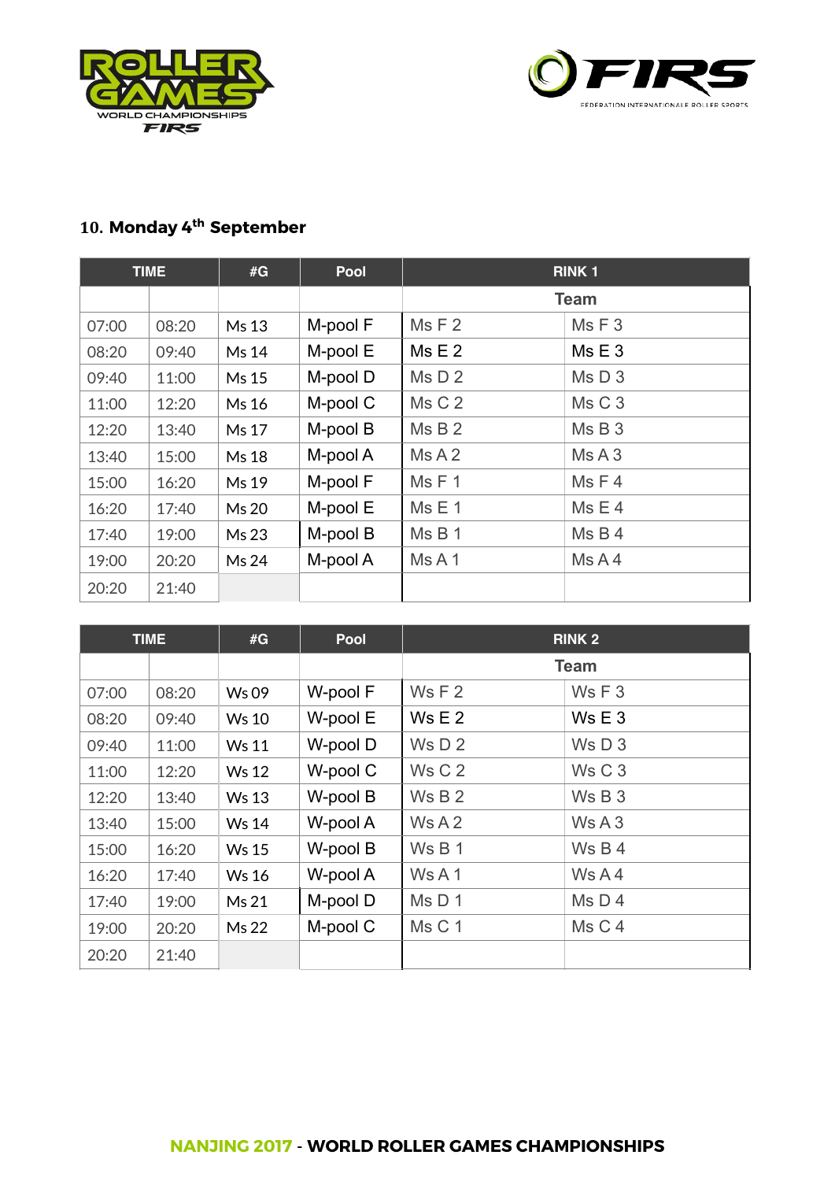## 10. Monday 4th September

| TIME | | #G | Pool | RINK 1 | |
|---|---|---|---|---|---|
| | | | | Team | |
| 07:00 | 08:20 | Ms 13 | M-pool F | Ms F 2 | Ms F 3 |
| 08:20 | 09:40 | Ms 14 | M-pool E | Ms E 2 | Ms E 3 |
| 09:40 | 11:00 | Ms 15 | M-pool D | Ms D 2 | Ms D 3 |
| 11:00 | 12:20 | Ms 16 | M-pool C | Ms C 2 | Ms C 3 |
| 12:20 | 13:40 | Ms 17 | M-pool B | Ms B 2 | Ms B 3 |
| 13:40 | 15:00 | Ms 18 | M-pool A | Ms A 2 | Ms A 3 |
| 15:00 | 16:20 | Ms 19 | M-pool F | Ms F 1 | Ms F 4 |
| 16:20 | 17:40 | Ms 20 | M-pool E | Ms E 1 | Ms E 4 |
| 17:40 | 19:00 | Ms 23 | M-pool B | Ms B 1 | Ms B 4 |
| 19:00 | 20:20 | Ms 24 | M-pool A | Ms A 1 | Ms A 4 |
| 20:20 | 21:40 | | | | |

| TIME | | #G | Pool | RINK 2 | |
|---|---|---|---|---|---|
| | | | | Team | |
| 07:00 | 08:20 | Ws 09 | W-pool F | Ws F 2 | Ws F 3 |
| 08:20 | 09:40 | Ws 10 | W-pool E | Ws E 2 | Ws E 3 |
| 09:40 | 11:00 | Ws 11 | W-pool D | Ws D 2 | Ws D 3 |
| 11:00 | 12:20 | Ws 12 | W-pool C | Ws C 2 | Ws C 3 |
| 12:20 | 13:40 | Ws 13 | W-pool B | Ws B 2 | Ws B 3 |
| 13:40 | 15:00 | Ws 14 | W-pool A | Ws A 2 | Ws A 3 |
| 15:00 | 16:20 | Ws 15 | W-pool B | Ws B 1 | Ws B 4 |
| 16:20 | 17:40 | Ws 16 | W-pool A | Ws A 1 | Ws A 4 |
| 17:40 | 19:00 | Ms 21 | M-pool D | Ms D 1 | Ms D 4 |
| 19:00 | 20:20 | Ms 22 | M-pool C | Ms C 1 | Ms C 4 |
| 20:20 | 21:40 | | | | |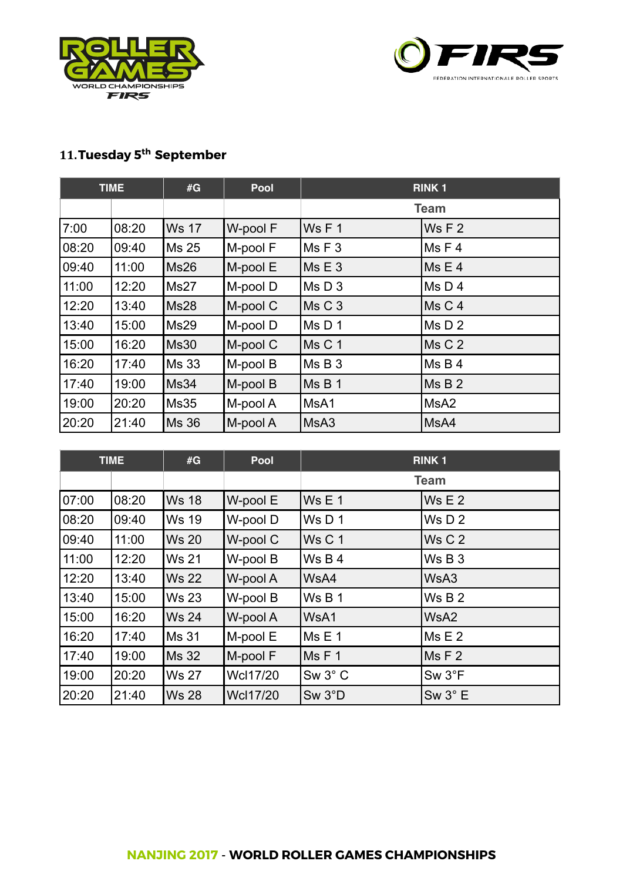## 11. Tuesday 5th September

| TIME | | #G | Pool | RINK 1 | |
|---|---|---|---|---|---|
| | | | | Team | |
| 7:00 | 08:20 | Ws 17 | W-pool F | Ws F 1 | Ws F 2 |
| 08:20 | 09:40 | Ms 25 | M-pool F | Ms F 3 | Ms F 4 |
| 09:40 | 11:00 | Ms26 | M-pool E | Ms E 3 | Ms E 4 |
| 11:00 | 12:20 | Ms27 | M-pool D | Ms D 3 | Ms D 4 |
| 12:20 | 13:40 | Ms28 | M-pool C | Ms C 3 | Ms C 4 |
| 13:40 | 15:00 | Ms29 | M-pool D | Ms D 1 | Ms D 2 |
| 15:00 | 16:20 | Ms30 | M-pool C | Ms C 1 | Ms C 2 |
| 16:20 | 17:40 | Ms 33 | M-pool B | Ms B 3 | Ms B 4 |
| 17:40 | 19:00 | Ms34 | M-pool B | Ms B 1 | Ms B 2 |
| 19:00 | 20:20 | Ms35 | M-pool A | MsA1 | MsA2 |
| 20:20 | 21:40 | Ms 36 | M-pool A | MsA3 | MsA4 |

| TIME | | #G | Pool | RINK 1 | |
|---|---|---|---|---|---|
| | | | | Team | |
| 07:00 | 08:20 | Ws 18 | W-pool E | Ws E 1 | Ws E 2 |
| 08:20 | 09:40 | Ws 19 | W-pool D | Ws D 1 | Ws D 2 |
| 09:40 | 11:00 | Ws 20 | W-pool C | Ws C 1 | Ws C 2 |
| 11:00 | 12:20 | Ws 21 | W-pool B | Ws B 4 | Ws B 3 |
| 12:20 | 13:40 | Ws 22 | W-pool A | WsA4 | WsA3 |
| 13:40 | 15:00 | Ws 23 | W-pool B | Ws B 1 | Ws B 2 |
| 15:00 | 16:20 | Ws 24 | W-pool A | WsA1 | WsA2 |
| 16:20 | 17:40 | Ms 31 | M-pool E | Ms E 1 | Ms E 2 |
| 17:40 | 19:00 | Ms 32 | M-pool F | Ms F 1 | Ms F 2 |
| 19:00 | 20:20 | Ws 27 | Wcl17/20 | Sw 3° C | Sw 3°F |
| 20:20 | 21:40 | Ws 28 | Wcl17/20 | Sw 3°D | Sw 3° E |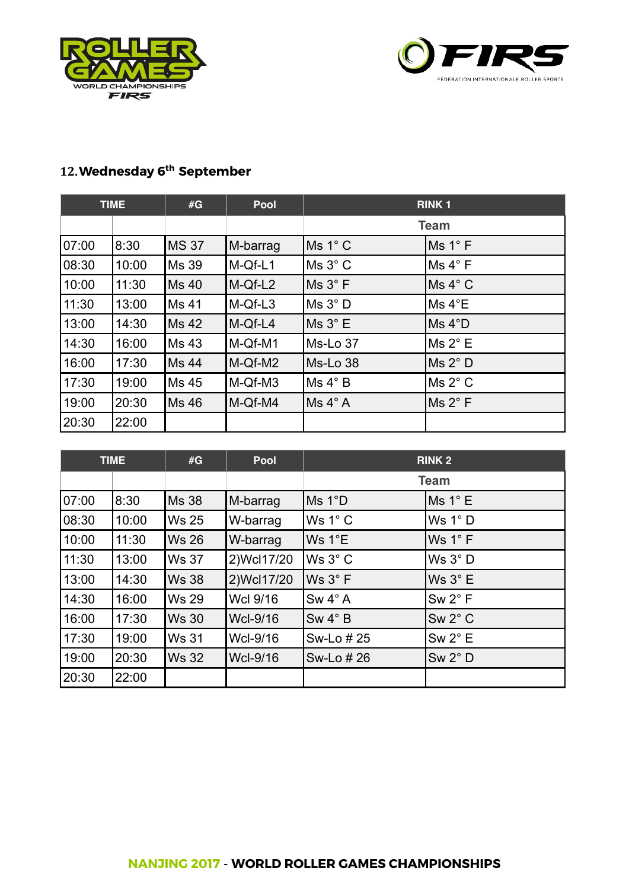## 12. Wednesday 6th September

| TIME | | #G | Pool | RINK 1 | |
|---|---|---|---|---|---|
| | | | | Team | |
| 07:00 | 8:30 | MS 37 | M-barrag | Ms 1° C | Ms 1° F |
| 08:30 | 10:00 | Ms 39 | M-Qf-L1 | Ms 3° C | Ms 4° F |
| 10:00 | 11:30 | Ms 40 | M-Qf-L2 | Ms 3° F | Ms 4° C |
| 11:30 | 13:00 | Ms 41 | M-Qf-L3 | Ms 3° D | Ms 4°E |
| 13:00 | 14:30 | Ms 42 | M-Qf-L4 | Ms 3° E | Ms 4°D |
| 14:30 | 16:00 | Ms 43 | M-Qf-M1 | Ms-Lo 37 | Ms 2° E |
| 16:00 | 17:30 | Ms 44 | M-Qf-M2 | Ms-Lo 38 | Ms 2° D |
| 17:30 | 19:00 | Ms 45 | M-Qf-M3 | Ms 4° B | Ms 2° C |
| 19:00 | 20:30 | Ms 46 | M-Qf-M4 | Ms 4° A | Ms 2° F |
| 20:30 | 22:00 | | | | |

| TIME | | #G | Pool | RINK 2 | |
|---|---|---|---|---|---|
| | | | | Team | |
| 07:00 | 8:30 | Ms 38 | M-barrag | Ms 1°D | Ms 1° E |
| 08:30 | 10:00 | Ws 25 | W-barrag | Ws 1° C | Ws 1° D |
| 10:00 | 11:30 | Ws 26 | W-barrag | Ws 1°E | Ws 1° F |
| 11:30 | 13:00 | Ws 37 | 2)Wcl17/20 | Ws 3° C | Ws 3° D |
| 13:00 | 14:30 | Ws 38 | 2)Wcl17/20 | Ws 3° F | Ws 3° E |
| 14:30 | 16:00 | Ws 29 | Wcl 9/16 | Sw 4° A | Sw 2° F |
| 16:00 | 17:30 | Ws 30 | Wcl-9/16 | Sw 4° B | Sw 2° C |
| 17:30 | 19:00 | Ws 31 | Wcl-9/16 | Sw-Lo # 25 | Sw 2° E |
| 19:00 | 20:30 | Ws 32 | Wcl-9/16 | Sw-Lo # 26 | Sw 2° D |
| 20:30 | 22:00 | | | | |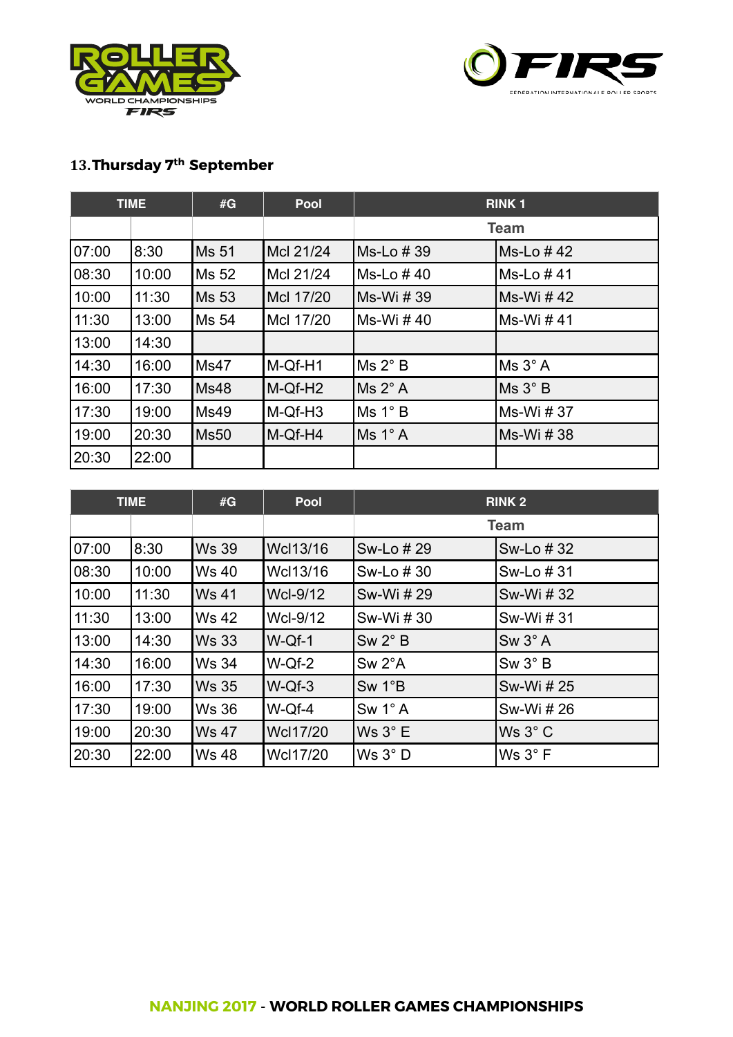## 13. Thursday 7th September

| TIME | | #G | Pool | RINK 1 | |
|---|---|---|---|---|---|
| | | | | Team | |
| 07:00 | 8:30 | Ms 51 | Mcl 21/24 | Ms-Lo # 39 | Ms-Lo # 42 |
| 08:30 | 10:00 | Ms 52 | Mcl 21/24 | Ms-Lo # 40 | Ms-Lo # 41 |
| 10:00 | 11:30 | Ms 53 | Mcl 17/20 | Ms-Wi # 39 | Ms-Wi # 42 |
| 11:30 | 13:00 | Ms 54 | Mcl 17/20 | Ms-Wi # 40 | Ms-Wi # 41 |
| 13:00 | 14:30 | | | | |
| 14:30 | 16:00 | Ms47 | M-Qf-H1 | Ms 2° B | Ms 3° A |
| 16:00 | 17:30 | Ms48 | M-Qf-H2 | Ms 2° A | Ms 3° B |
| 17:30 | 19:00 | Ms49 | M-Qf-H3 | Ms 1° B | Ms-Wi # 37 |
| 19:00 | 20:30 | Ms50 | M-Qf-H4 | Ms 1° A | Ms-Wi # 38 |
| 20:30 | 22:00 | | | | |

| TIME | | #G | Pool | RINK 2 | |
|---|---|---|---|---|---|
| | | | | Team | |
| 07:00 | 8:30 | Ws 39 | Wcl13/16 | Sw-Lo # 29 | Sw-Lo # 32 |
| 08:30 | 10:00 | Ws 40 | Wcl13/16 | Sw-Lo # 30 | Sw-Lo # 31 |
| 10:00 | 11:30 | Ws 41 | Wcl-9/12 | Sw-Wi # 29 | Sw-Wi # 32 |
| 11:30 | 13:00 | Ws 42 | Wcl-9/12 | Sw-Wi # 30 | Sw-Wi # 31 |
| 13:00 | 14:30 | Ws 33 | W-Qf-1 | Sw 2° B | Sw 3° A |
| 14:30 | 16:00 | Ws 34 | W-Qf-2 | Sw 2°A | Sw 3° B |
| 16:00 | 17:30 | Ws 35 | W-Qf-3 | Sw 1°B | Sw-Wi # 25 |
| 17:30 | 19:00 | Ws 36 | W-Qf-4 | Sw 1° A | Sw-Wi # 26 |
| 19:00 | 20:30 | Ws 47 | Wcl17/20 | Ws 3° E | Ws 3° C |
| 20:30 | 22:00 | Ws 48 | Wcl17/20 | Ws 3° D | Ws 3° F |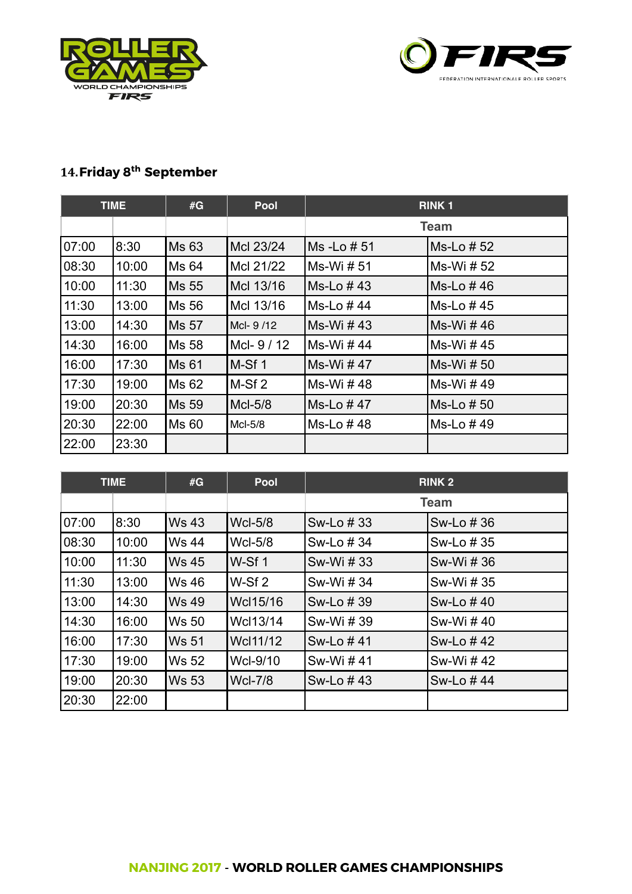## 14. Friday 8th September

| TIME | | #G | Pool | RINK 1 | |
|---|---|---|---|---|---|
| | | | | Team | |
| 07:00 | 8:30 | Ms 63 | Mcl 23/24 | Ms -Lo # 51 | Ms-Lo # 52 |
| 08:30 | 10:00 | Ms 64 | Mcl 21/22 | Ms-Wi # 51 | Ms-Wi # 52 |
| 10:00 | 11:30 | Ms 55 | Mcl 13/16 | Ms-Lo # 43 | Ms-Lo # 46 |
| 11:30 | 13:00 | Ms 56 | Mcl 13/16 | Ms-Lo # 44 | Ms-Lo # 45 |
| 13:00 | 14:30 | Ms 57 | Mcl- 9 /12 | Ms-Wi # 43 | Ms-Wi # 46 |
| 14:30 | 16:00 | Ms 58 | Mcl- 9 / 12 | Ms-Wi # 44 | Ms-Wi # 45 |
| 16:00 | 17:30 | Ms 61 | M-Sf 1 | Ms-Wi # 47 | Ms-Wi # 50 |
| 17:30 | 19:00 | Ms 62 | M-Sf 2 | Ms-Wi # 48 | Ms-Wi # 49 |
| 19:00 | 20:30 | Ms 59 | Mcl-5/8 | Ms-Lo # 47 | Ms-Lo # 50 |
| 20:30 | 22:00 | Ms 60 | Mcl-5/8 | Ms-Lo # 48 | Ms-Lo # 49 |
| 22:00 | 23:30 | | | | |

| TIME | | #G | Pool | RINK 2 | |
|---|---|---|---|---|---|
| | | | | Team | |
| 07:00 | 8:30 | Ws 43 | Wcl-5/8 | Sw-Lo # 33 | Sw-Lo # 36 |
| 08:30 | 10:00 | Ws 44 | Wcl-5/8 | Sw-Lo # 34 | Sw-Lo # 35 |
| 10:00 | 11:30 | Ws 45 | W-Sf 1 | Sw-Wi # 33 | Sw-Wi # 36 |
| 11:30 | 13:00 | Ws 46 | W-Sf 2 | Sw-Wi # 34 | Sw-Wi # 35 |
| 13:00 | 14:30 | Ws 49 | Wcl15/16 | Sw-Lo # 39 | Sw-Lo # 40 |
| 14:30 | 16:00 | Ws 50 | Wcl13/14 | Sw-Wi # 39 | Sw-Wi # 40 |
| 16:00 | 17:30 | Ws 51 | Wcl11/12 | Sw-Lo # 41 | Sw-Lo # 42 |
| 17:30 | 19:00 | Ws 52 | Wcl-9/10 | Sw-Wi # 41 | Sw-Wi # 42 |
| 19:00 | 20:30 | Ws 53 | Wcl-7/8 | Sw-Lo # 43 | Sw-Lo # 44 |
| 20:30 | 22:00 | | | | |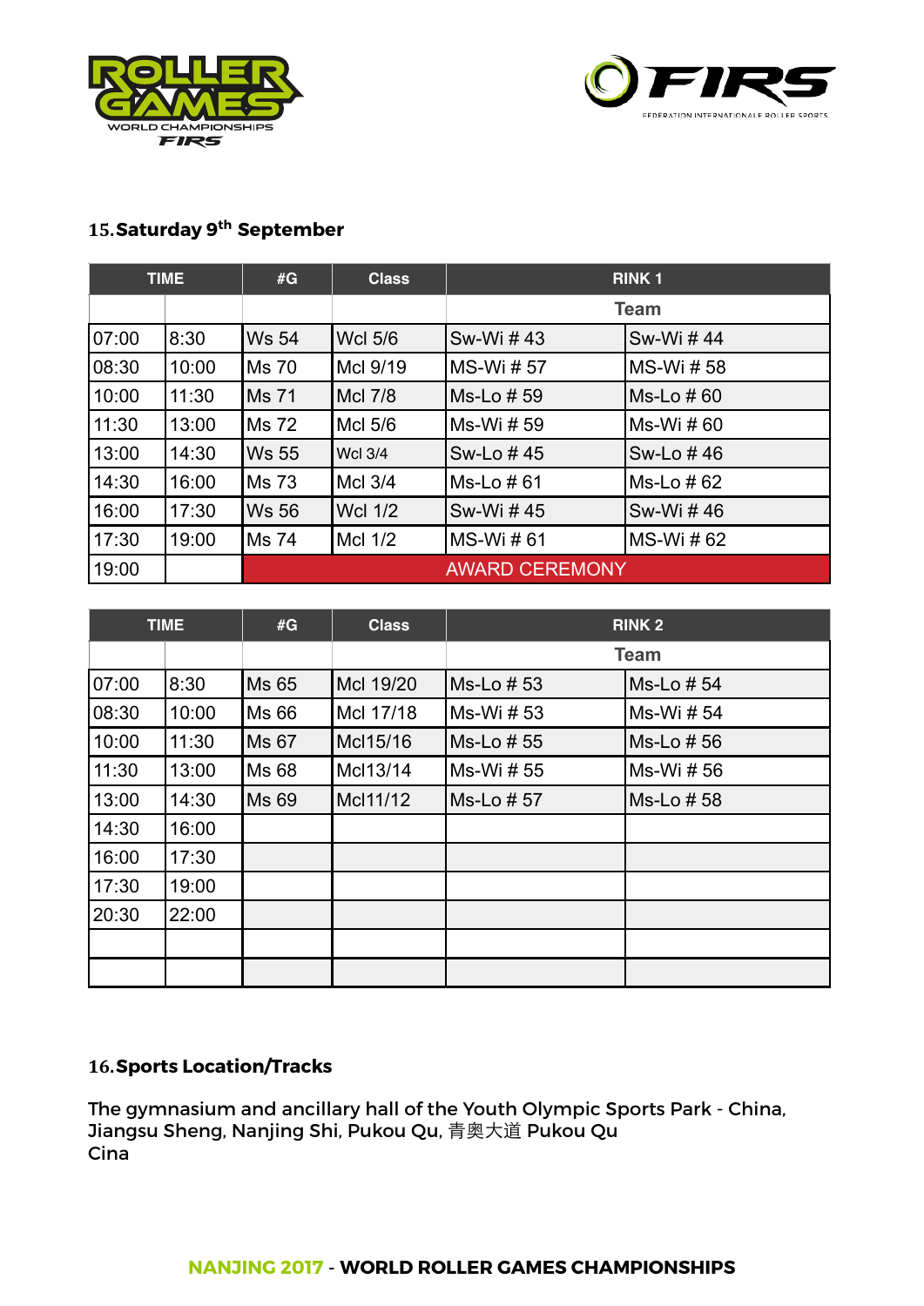## 15. Saturday 9th September

| TIME | | #G | Class | RINK 1 | |
|---|---|---|---|---|---|
| | | | | Team | |
| 07:00 | 8:30 | Ws 54 | Wcl 5/6 | Sw-Wi # 43 | Sw-Wi # 44 |
| 08:30 | 10:00 | Ms 70 | Mcl 9/19 | MS-Wi # 57 | MS-Wi # 58 |
| 10:00 | 11:30 | Ms 71 | Mcl 7/8 | Ms-Lo # 59 | Ms-Lo # 60 |
| 11:30 | 13:00 | Ms 72 | Mcl 5/6 | Ms-Wi # 59 | Ms-Wi # 60 |
| 13:00 | 14:30 | Ws 55 | Wcl 3/4 | Sw-Lo # 45 | Sw-Lo # 46 |
| 14:30 | 16:00 | Ms 73 | Mcl 3/4 | Ms-Lo # 61 | Ms-Lo # 62 |
| 16:00 | 17:30 | Ws 56 | Wcl 1/2 | Sw-Wi # 45 | Sw-Wi # 46 |
| 17:30 | 19:00 | Ms 74 | Mcl 1/2 | MS-Wi # 61 | MS-Wi # 62 |
| 19:00 | | AWARD CEREMONY | | | |

| TIME | | #G | Class | RINK 2 | |
|---|---|---|---|---|---|
| | | | | Team | |
| 07:00 | 8:30 | Ms 65 | Mcl 19/20 | Ms-Lo # 53 | Ms-Lo # 54 |
| 08:30 | 10:00 | Ms 66 | Mcl 17/18 | Ms-Wi # 53 | Ms-Wi # 54 |
| 10:00 | 11:30 | Ms 67 | Mcl15/16 | Ms-Lo # 55 | Ms-Lo # 56 |
| 11:30 | 13:00 | Ms 68 | Mcl13/14 | Ms-Wi # 55 | Ms-Wi # 56 |
| 13:00 | 14:30 | Ms 69 | Mcl11/12 | Ms-Lo # 57 | Ms-Lo # 58 |
| 14:30 | 16:00 | | | | |
| 16:00 | 17:30 | | | | |
| 17:30 | 19:00 | | | | |
| 20:30 | 22:00 | | | | |
| | | | | | |
| | | | | | |

## 16. Sports Location/Tracks

The gymnasium and ancillary hall of the Youth Olympic Sports Park - China, Jiangsu Sheng, Nanjing Shi, Pukou Qu, 青奥大道 Pukou Qu
Cina